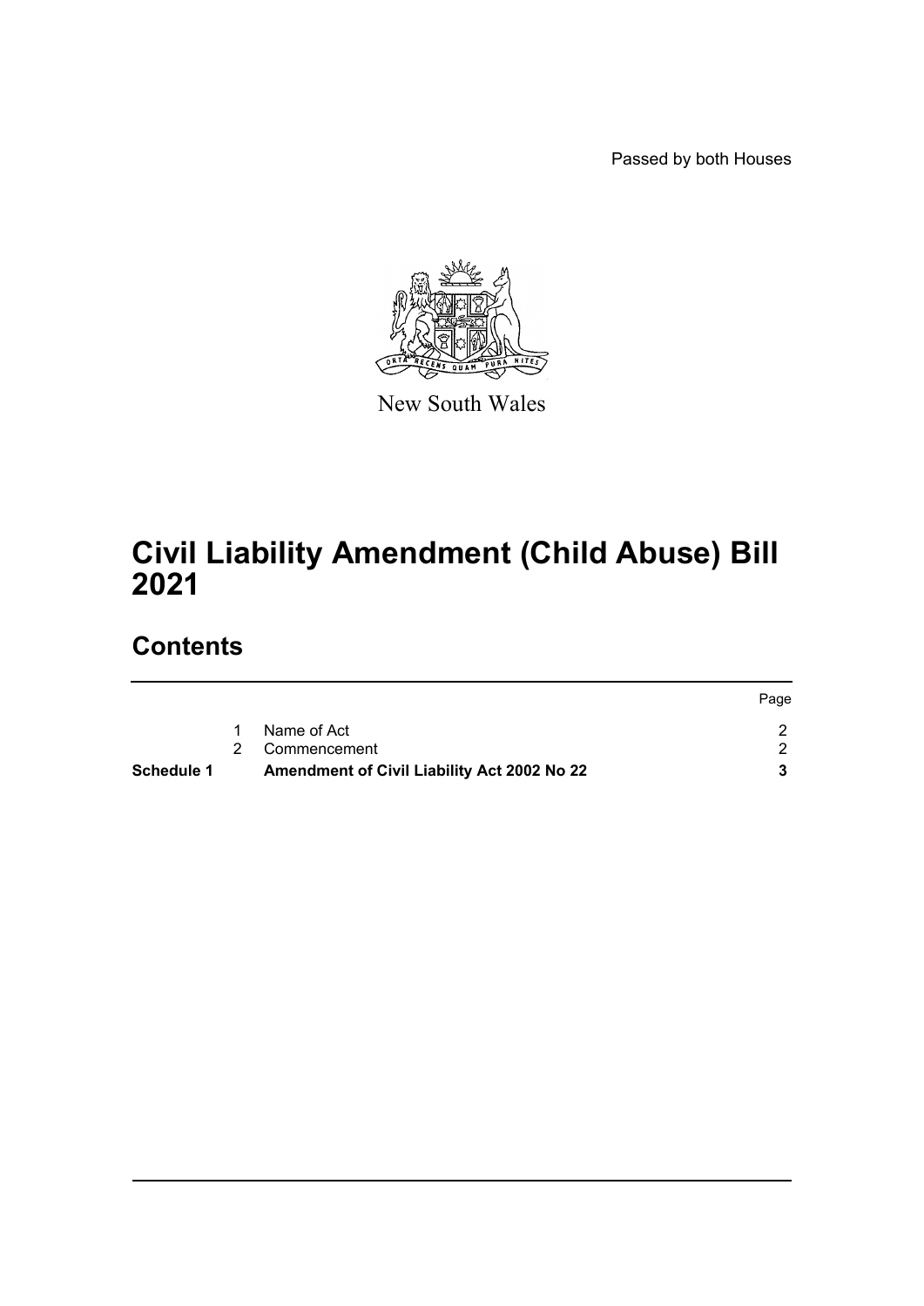Passed by both Houses

New South Wales

# Civil Liability Amendment (Child Abuse) Bill 2021

## Contents

| | | | Page |
|---|---|---|---|
| | 1 | Name of Act | 2 |
| | 2 | Commencement | 2 |
| **Schedule 1** | | **Amendment of Civil Liability Act 2002 No 22** | **3** |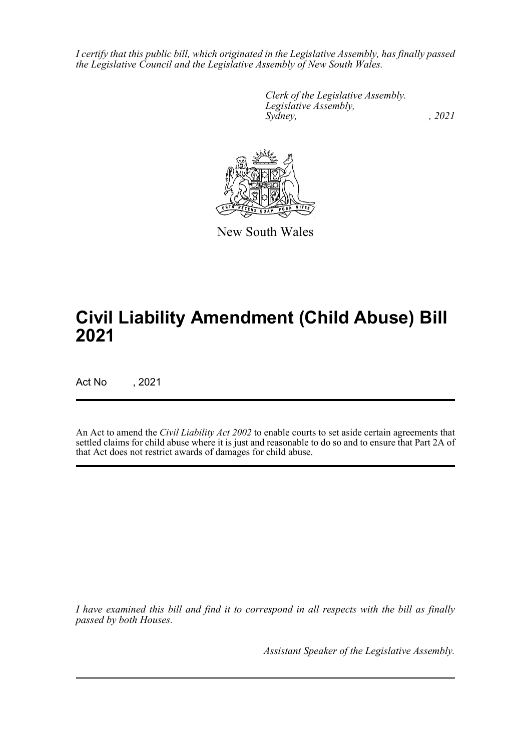*I certify that this public bill, which originated in the Legislative Assembly, has finally passed the Legislative Council and the Legislative Assembly of New South Wales.*

*Clerk of the Legislative Assembly.*
*Legislative Assembly,*
*Sydney, , 2021*

New South Wales

# Civil Liability Amendment (Child Abuse) Bill 2021

Act No , 2021

An Act to amend the *Civil Liability Act 2002* to enable courts to set aside certain agreements that settled claims for child abuse where it is just and reasonable to do so and to ensure that Part 2A of that Act does not restrict awards of damages for child abuse.

*I have examined this bill and find it to correspond in all respects with the bill as finally passed by both Houses.*

*Assistant Speaker of the Legislative Assembly.*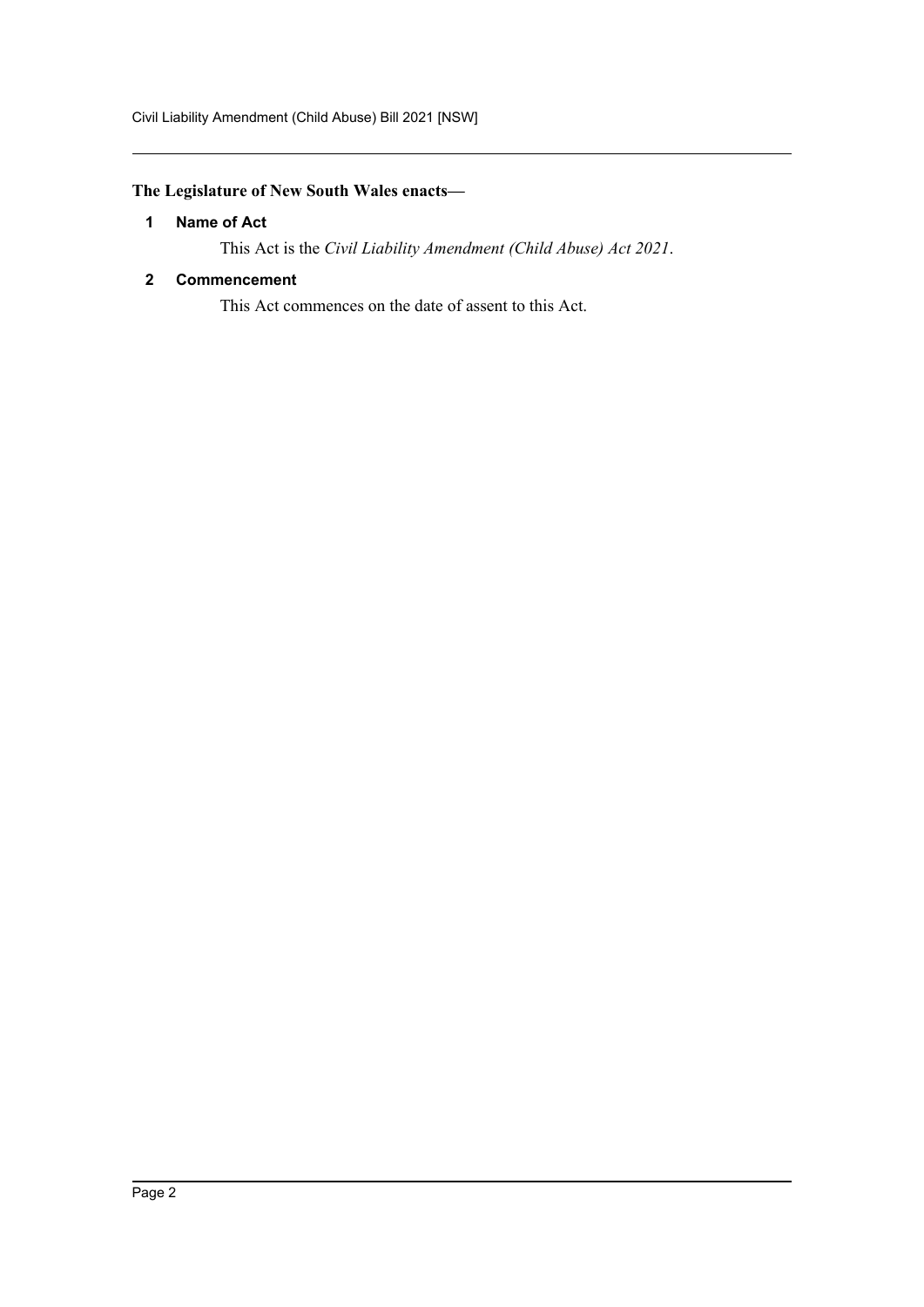**The Legislature of New South Wales enacts—**

### 1 Name of Act

This Act is the *Civil Liability Amendment (Child Abuse) Act 2021*.

### 2 Commencement

This Act commences on the date of assent to this Act.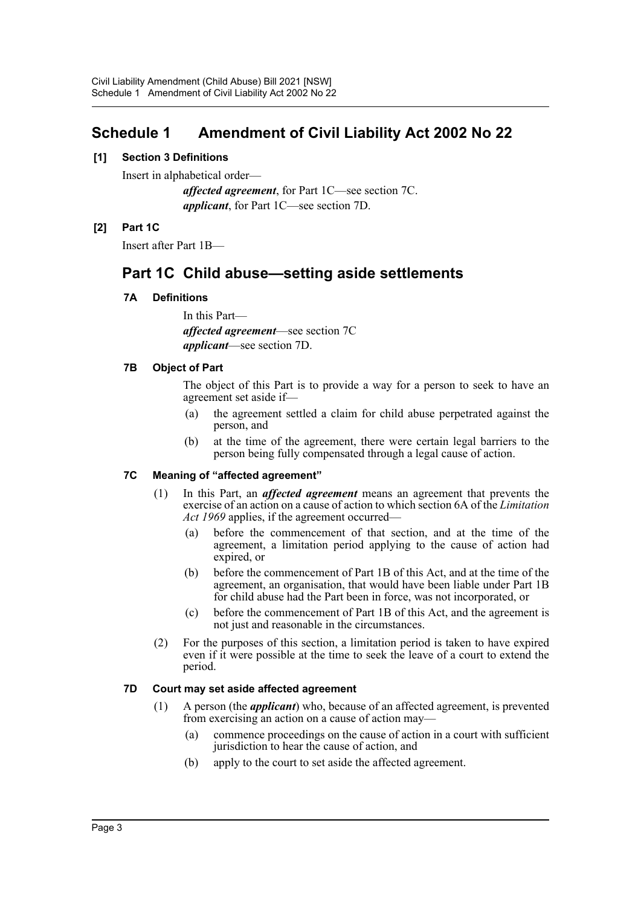# Schedule 1 Amendment of Civil Liability Act 2002 No 22

**[1] Section 3 Definitions**

Insert in alphabetical order—

> ***affected agreement***, for Part 1C—see section 7C.
>
> ***applicant***, for Part 1C—see section 7D.

**[2] Part 1C**

Insert after Part 1B—

## Part 1C Child abuse—setting aside settlements

### 7A Definitions

In this Part—

***affected agreement***—see section 7C

***applicant***—see section 7D.

### 7B Object of Part

The object of this Part is to provide a way for a person to seek to have an agreement set aside if—

(a) the agreement settled a claim for child abuse perpetrated against the person, and

(b) at the time of the agreement, there were certain legal barriers to the person being fully compensated through a legal cause of action.

### 7C Meaning of "affected agreement"

(1) In this Part, an ***affected agreement*** means an agreement that prevents the exercise of an action on a cause of action to which section 6A of the *Limitation Act 1969* applies, if the agreement occurred—

> (a) before the commencement of that section, and at the time of the agreement, a limitation period applying to the cause of action had expired, or
>
> (b) before the commencement of Part 1B of this Act, and at the time of the agreement, an organisation, that would have been liable under Part 1B for child abuse had the Part been in force, was not incorporated, or
>
> (c) before the commencement of Part 1B of this Act, and the agreement is not just and reasonable in the circumstances.

(2) For the purposes of this section, a limitation period is taken to have expired even if it were possible at the time to seek the leave of a court to extend the period.

### 7D Court may set aside affected agreement

(1) A person (the ***applicant***) who, because of an affected agreement, is prevented from exercising an action on a cause of action may—

> (a) commence proceedings on the cause of action in a court with sufficient jurisdiction to hear the cause of action, and
>
> (b) apply to the court to set aside the affected agreement.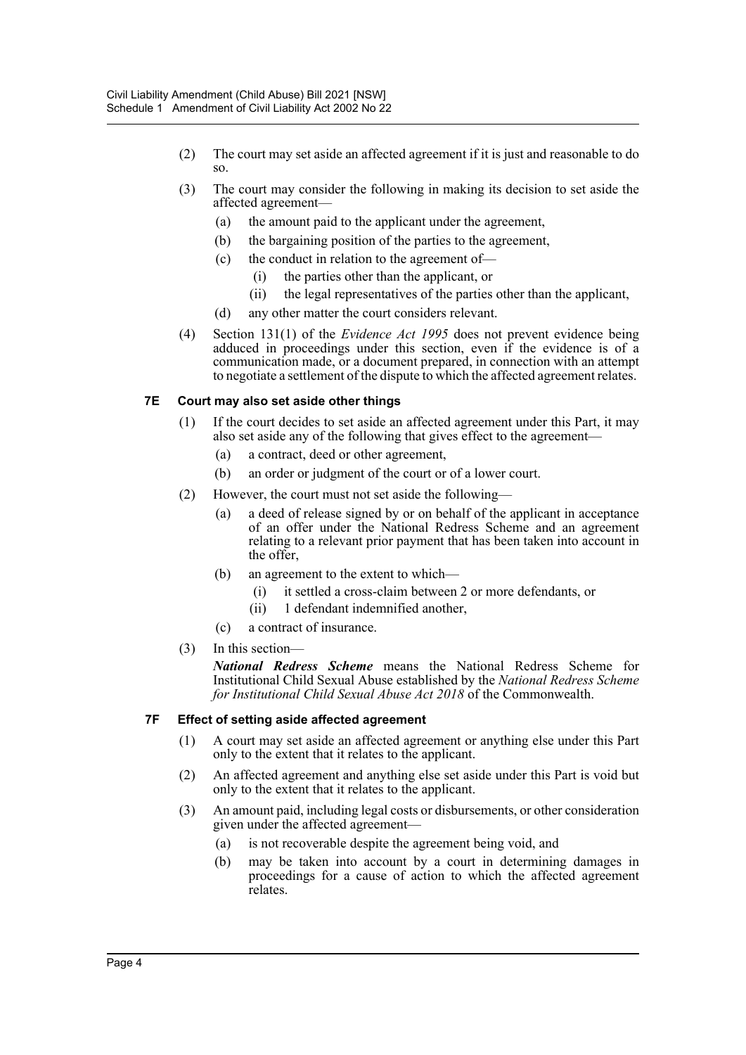(2) The court may set aside an affected agreement if it is just and reasonable to do so.

(3) The court may consider the following in making its decision to set aside the affected agreement—

(a) the amount paid to the applicant under the agreement,

(b) the bargaining position of the parties to the agreement,

(c) the conduct in relation to the agreement of—

(i) the parties other than the applicant, or

(ii) the legal representatives of the parties other than the applicant,

(d) any other matter the court considers relevant.

(4) Section 131(1) of the *Evidence Act 1995* does not prevent evidence being adduced in proceedings under this section, even if the evidence is of a communication made, or a document prepared, in connection with an attempt to negotiate a settlement of the dispute to which the affected agreement relates.

### 7E Court may also set aside other things

(1) If the court decides to set aside an affected agreement under this Part, it may also set aside any of the following that gives effect to the agreement—

(a) a contract, deed or other agreement,

(b) an order or judgment of the court or of a lower court.

(2) However, the court must not set aside the following—

(a) a deed of release signed by or on behalf of the applicant in acceptance of an offer under the National Redress Scheme and an agreement relating to a relevant prior payment that has been taken into account in the offer,

(b) an agreement to the extent to which—

(i) it settled a cross-claim between 2 or more defendants, or

(ii) 1 defendant indemnified another,

(c) a contract of insurance.

(3) In this section—

***National Redress Scheme*** means the National Redress Scheme for Institutional Child Sexual Abuse established by the *National Redress Scheme for Institutional Child Sexual Abuse Act 2018* of the Commonwealth.

### 7F Effect of setting aside affected agreement

(1) A court may set aside an affected agreement or anything else under this Part only to the extent that it relates to the applicant.

(2) An affected agreement and anything else set aside under this Part is void but only to the extent that it relates to the applicant.

(3) An amount paid, including legal costs or disbursements, or other consideration given under the affected agreement—

(a) is not recoverable despite the agreement being void, and

(b) may be taken into account by a court in determining damages in proceedings for a cause of action to which the affected agreement relates.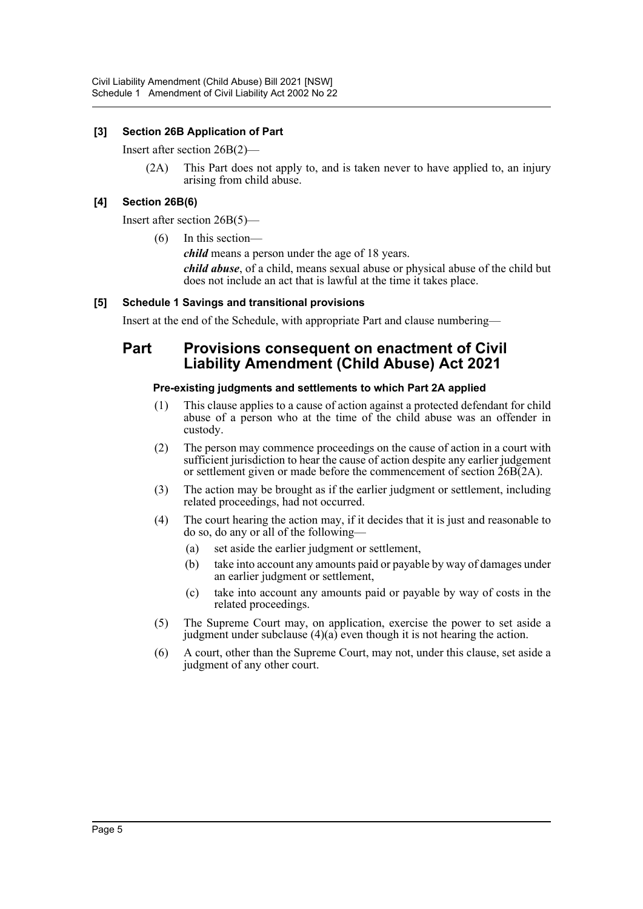**[3] Section 26B Application of Part**

Insert after section 26B(2)—

(2A) This Part does not apply to, and is taken never to have applied to, an injury arising from child abuse.

**[4] Section 26B(6)**

Insert after section 26B(5)—

(6) In this section—

***child*** means a person under the age of 18 years.

***child abuse***, of a child, means sexual abuse or physical abuse of the child but does not include an act that is lawful at the time it takes place.

**[5] Schedule 1 Savings and transitional provisions**

Insert at the end of the Schedule, with appropriate Part and clause numbering—

## Part Provisions consequent on enactment of Civil Liability Amendment (Child Abuse) Act 2021

**Pre-existing judgments and settlements to which Part 2A applied**

(1) This clause applies to a cause of action against a protected defendant for child abuse of a person who at the time of the child abuse was an offender in custody.

(2) The person may commence proceedings on the cause of action in a court with sufficient jurisdiction to hear the cause of action despite any earlier judgement or settlement given or made before the commencement of section 26B(2A).

(3) The action may be brought as if the earlier judgment or settlement, including related proceedings, had not occurred.

(4) The court hearing the action may, if it decides that it is just and reasonable to do so, do any or all of the following—

(a) set aside the earlier judgment or settlement,

(b) take into account any amounts paid or payable by way of damages under an earlier judgment or settlement,

(c) take into account any amounts paid or payable by way of costs in the related proceedings.

(5) The Supreme Court may, on application, exercise the power to set aside a judgment under subclause (4)(a) even though it is not hearing the action.

(6) A court, other than the Supreme Court, may not, under this clause, set aside a judgment of any other court.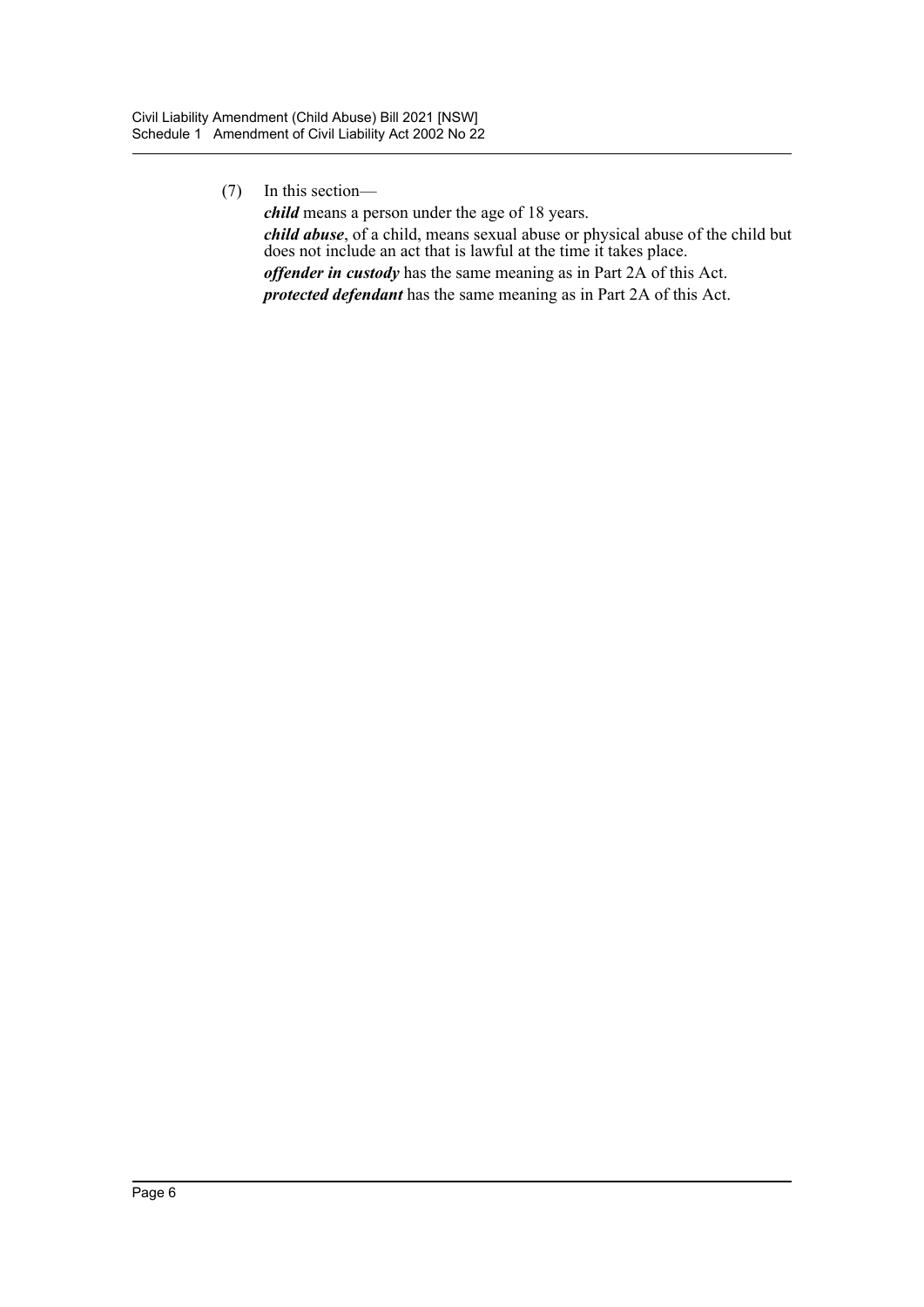(7) In this section—

***child*** means a person under the age of 18 years.

***child abuse***, of a child, means sexual abuse or physical abuse of the child but does not include an act that is lawful at the time it takes place.

***offender in custody*** has the same meaning as in Part 2A of this Act.

***protected defendant*** has the same meaning as in Part 2A of this Act.